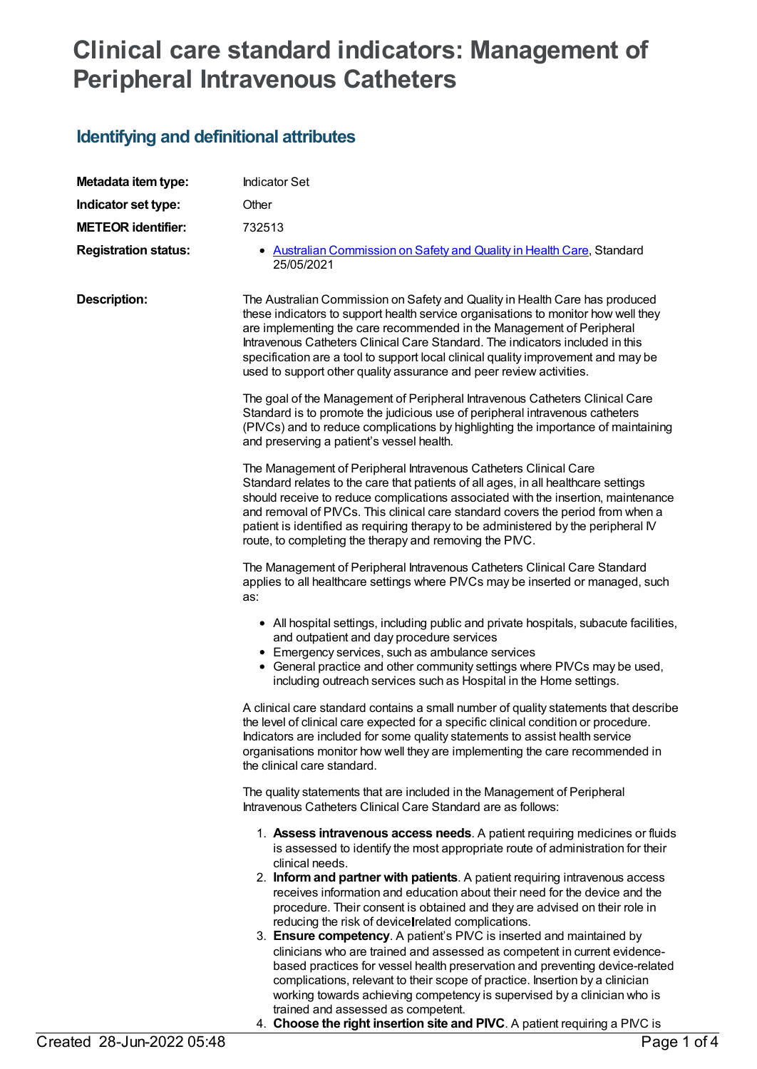# Clinical care standard indicators: Management of Peripheral Intravenous Catheters

## Identifying and definitional attributes

**Metadata item type:** Indicator Set

**Indicator set type:** Other

**METEOR identifier:** 732513

**Registration status:**

- Australian Commission on Safety and Quality in Health Care, Standard 25/05/2021

**Description:**

The Australian Commission on Safety and Quality in Health Care has produced these indicators to support health service organisations to monitor how well they are implementing the care recommended in the Management of Peripheral Intravenous Catheters Clinical Care Standard. The indicators included in this specification are a tool to support local clinical quality improvement and may be used to support other quality assurance and peer review activities.

The goal of the Management of Peripheral Intravenous Catheters Clinical Care Standard is to promote the judicious use of peripheral intravenous catheters (PIVCs) and to reduce complications by highlighting the importance of maintaining and preserving a patient's vessel health.

The Management of Peripheral Intravenous Catheters Clinical Care Standard relates to the care that patients of all ages, in all healthcare settings should receive to reduce complications associated with the insertion, maintenance and removal of PIVCs. This clinical care standard covers the period from when a patient is identified as requiring therapy to be administered by the peripheral IV route, to completing the therapy and removing the PIVC.

The Management of Peripheral Intravenous Catheters Clinical Care Standard applies to all healthcare settings where PIVCs may be inserted or managed, such as:

- All hospital settings, including public and private hospitals, subacute facilities, and outpatient and day procedure services
- Emergency services, such as ambulance services
- General practice and other community settings where PIVCs may be used, including outreach services such as Hospital in the Home settings.

A clinical care standard contains a small number of quality statements that describe the level of clinical care expected for a specific clinical condition or procedure. Indicators are included for some quality statements to assist health service organisations monitor how well they are implementing the care recommended in the clinical care standard.

The quality statements that are included in the Management of Peripheral Intravenous Catheters Clinical Care Standard are as follows:

1. **Assess intravenous access needs**. A patient requiring medicines or fluids is assessed to identify the most appropriate route of administration for their clinical needs.
2. **Inform and partner with patients**. A patient requiring intravenous access receives information and education about their need for the device and the procedure. Their consent is obtained and they are advised on their role in reducing the risk of device-related complications.
3. **Ensure competency**. A patient's PIVC is inserted and maintained by clinicians who are trained and assessed as competent in current evidence-based practices for vessel health preservation and preventing device-related complications, relevant to their scope of practice. Insertion by a clinician working towards achieving competency is supervised by a clinician who is trained and assessed as competent.
4. **Choose the right insertion site and PIVC**. A patient requiring a PIVC is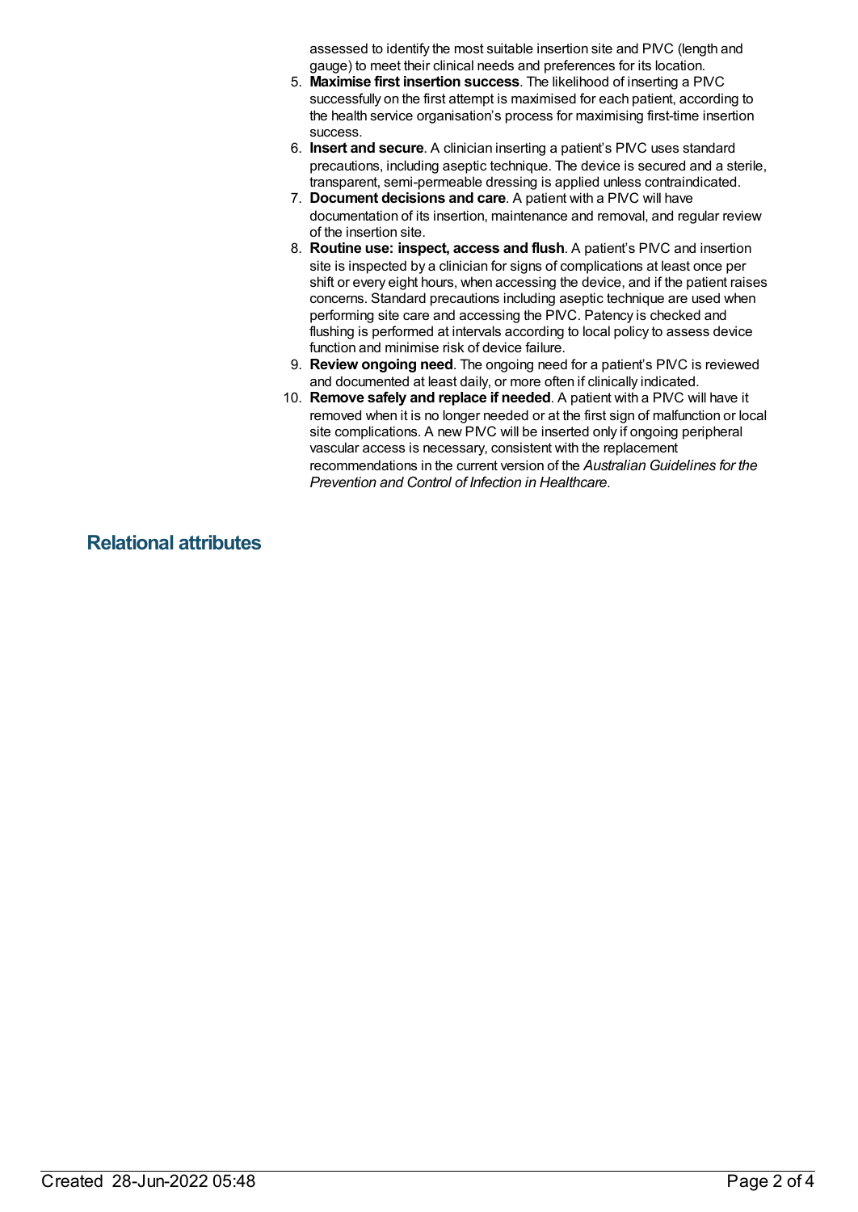assessed to identify the most suitable insertion site and PIVC (length and gauge) to meet their clinical needs and preferences for its location.

5. **Maximise first insertion success**. The likelihood of inserting a PIVC successfully on the first attempt is maximised for each patient, according to the health service organisation's process for maximising first-time insertion success.
6. **Insert and secure**. A clinician inserting a patient's PIVC uses standard precautions, including aseptic technique. The device is secured and a sterile, transparent, semi-permeable dressing is applied unless contraindicated.
7. **Document decisions and care**. A patient with a PIVC will have documentation of its insertion, maintenance and removal, and regular review of the insertion site.
8. **Routine use: inspect, access and flush**. A patient's PIVC and insertion site is inspected by a clinician for signs of complications at least once per shift or every eight hours, when accessing the device, and if the patient raises concerns. Standard precautions including aseptic technique are used when performing site care and accessing the PIVC. Patency is checked and flushing is performed at intervals according to local policy to assess device function and minimise risk of device failure.
9. **Review ongoing need**. The ongoing need for a patient's PIVC is reviewed and documented at least daily, or more often if clinically indicated.
10. **Remove safely and replace if needed**. A patient with a PIVC will have it removed when it is no longer needed or at the first sign of malfunction or local site complications. A new PIVC will be inserted only if ongoing peripheral vascular access is necessary, consistent with the replacement recommendations in the current version of the *Australian Guidelines for the Prevention and Control of Infection in Healthcare*.

## Relational attributes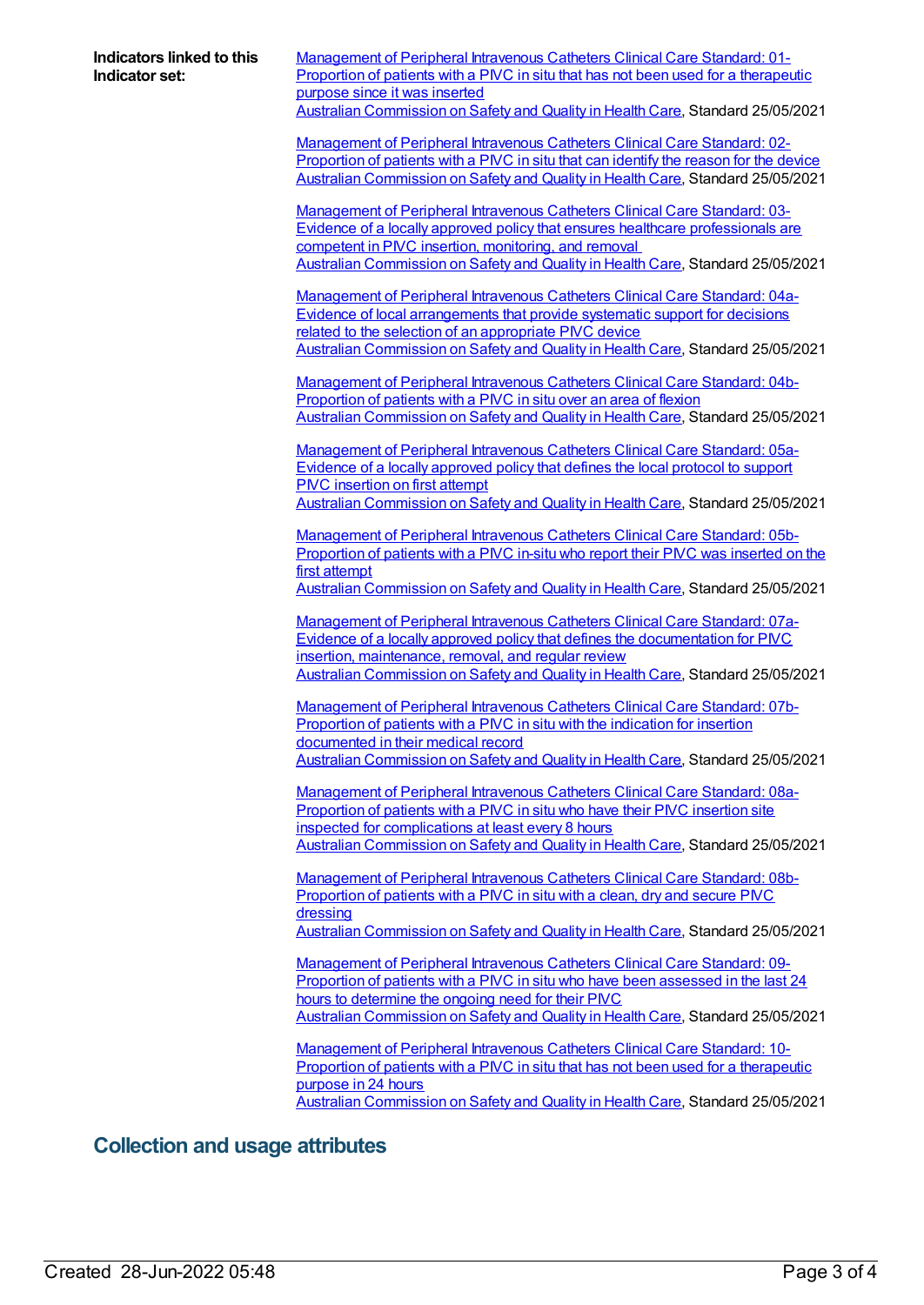**Indicators linked to this Indicator set:**

Management of Peripheral Intravenous Catheters Clinical Care Standard: 01-Proportion of patients with a PIVC in situ that has not been used for a therapeutic purpose since it was inserted
Australian Commission on Safety and Quality in Health Care, Standard 25/05/2021

Management of Peripheral Intravenous Catheters Clinical Care Standard: 02-Proportion of patients with a PIVC in situ that can identify the reason for the device
Australian Commission on Safety and Quality in Health Care, Standard 25/05/2021

Management of Peripheral Intravenous Catheters Clinical Care Standard: 03-Evidence of a locally approved policy that ensures healthcare professionals are competent in PIVC insertion, monitoring, and removal
Australian Commission on Safety and Quality in Health Care, Standard 25/05/2021

Management of Peripheral Intravenous Catheters Clinical Care Standard: 04a-Evidence of local arrangements that provide systematic support for decisions related to the selection of an appropriate PIVC device
Australian Commission on Safety and Quality in Health Care, Standard 25/05/2021

Management of Peripheral Intravenous Catheters Clinical Care Standard: 04b-Proportion of patients with a PIVC in situ over an area of flexion
Australian Commission on Safety and Quality in Health Care, Standard 25/05/2021

Management of Peripheral Intravenous Catheters Clinical Care Standard: 05a-Evidence of a locally approved policy that defines the local protocol to support PIVC insertion on first attempt
Australian Commission on Safety and Quality in Health Care, Standard 25/05/2021

Management of Peripheral Intravenous Catheters Clinical Care Standard: 05b-Proportion of patients with a PIVC in-situ who report their PIVC was inserted on the first attempt
Australian Commission on Safety and Quality in Health Care, Standard 25/05/2021

Management of Peripheral Intravenous Catheters Clinical Care Standard: 07a-Evidence of a locally approved policy that defines the documentation for PIVC insertion, maintenance, removal, and regular review
Australian Commission on Safety and Quality in Health Care, Standard 25/05/2021

Management of Peripheral Intravenous Catheters Clinical Care Standard: 07b-Proportion of patients with a PIVC in situ with the indication for insertion documented in their medical record
Australian Commission on Safety and Quality in Health Care, Standard 25/05/2021

Management of Peripheral Intravenous Catheters Clinical Care Standard: 08a-Proportion of patients with a PIVC in situ who have their PIVC insertion site inspected for complications at least every 8 hours
Australian Commission on Safety and Quality in Health Care, Standard 25/05/2021

Management of Peripheral Intravenous Catheters Clinical Care Standard: 08b-Proportion of patients with a PIVC in situ with a clean, dry and secure PIVC dressing
Australian Commission on Safety and Quality in Health Care, Standard 25/05/2021

Management of Peripheral Intravenous Catheters Clinical Care Standard: 09-Proportion of patients with a PIVC in situ who have been assessed in the last 24 hours to determine the ongoing need for their PIVC
Australian Commission on Safety and Quality in Health Care, Standard 25/05/2021

Management of Peripheral Intravenous Catheters Clinical Care Standard: 10-Proportion of patients with a PIVC in situ that has not been used for a therapeutic purpose in 24 hours
Australian Commission on Safety and Quality in Health Care, Standard 25/05/2021

## Collection and usage attributes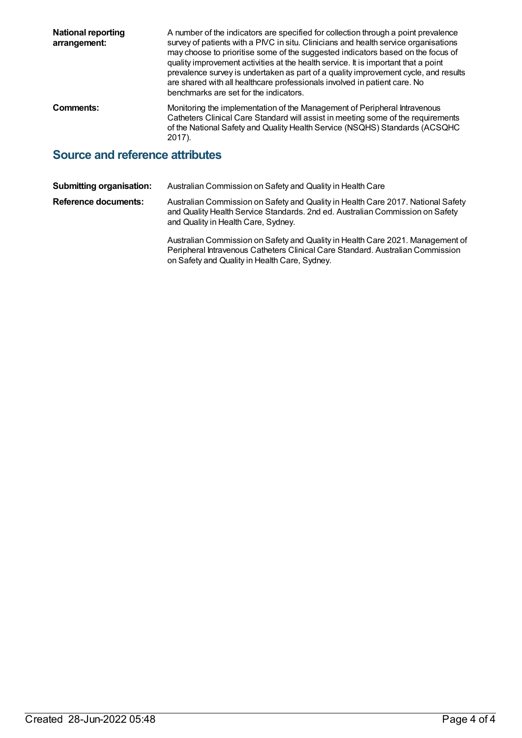**National reporting arrangement:** A number of the indicators are specified for collection through a point prevalence survey of patients with a PIVC in situ. Clinicians and health service organisations may choose to prioritise some of the suggested indicators based on the focus of quality improvement activities at the health service. It is important that a point prevalence survey is undertaken as part of a quality improvement cycle, and results are shared with all healthcare professionals involved in patient care. No benchmarks are set for the indicators.

**Comments:** Monitoring the implementation of the Management of Peripheral Intravenous Catheters Clinical Care Standard will assist in meeting some of the requirements of the National Safety and Quality Health Service (NSQHS) Standards (ACSQHC 2017).

## Source and reference attributes

**Submitting organisation:** Australian Commission on Safety and Quality in Health Care

**Reference documents:** Australian Commission on Safety and Quality in Health Care 2017. National Safety and Quality Health Service Standards. 2nd ed. Australian Commission on Safety and Quality in Health Care, Sydney.

Australian Commission on Safety and Quality in Health Care 2021. Management of Peripheral Intravenous Catheters Clinical Care Standard. Australian Commission on Safety and Quality in Health Care, Sydney.